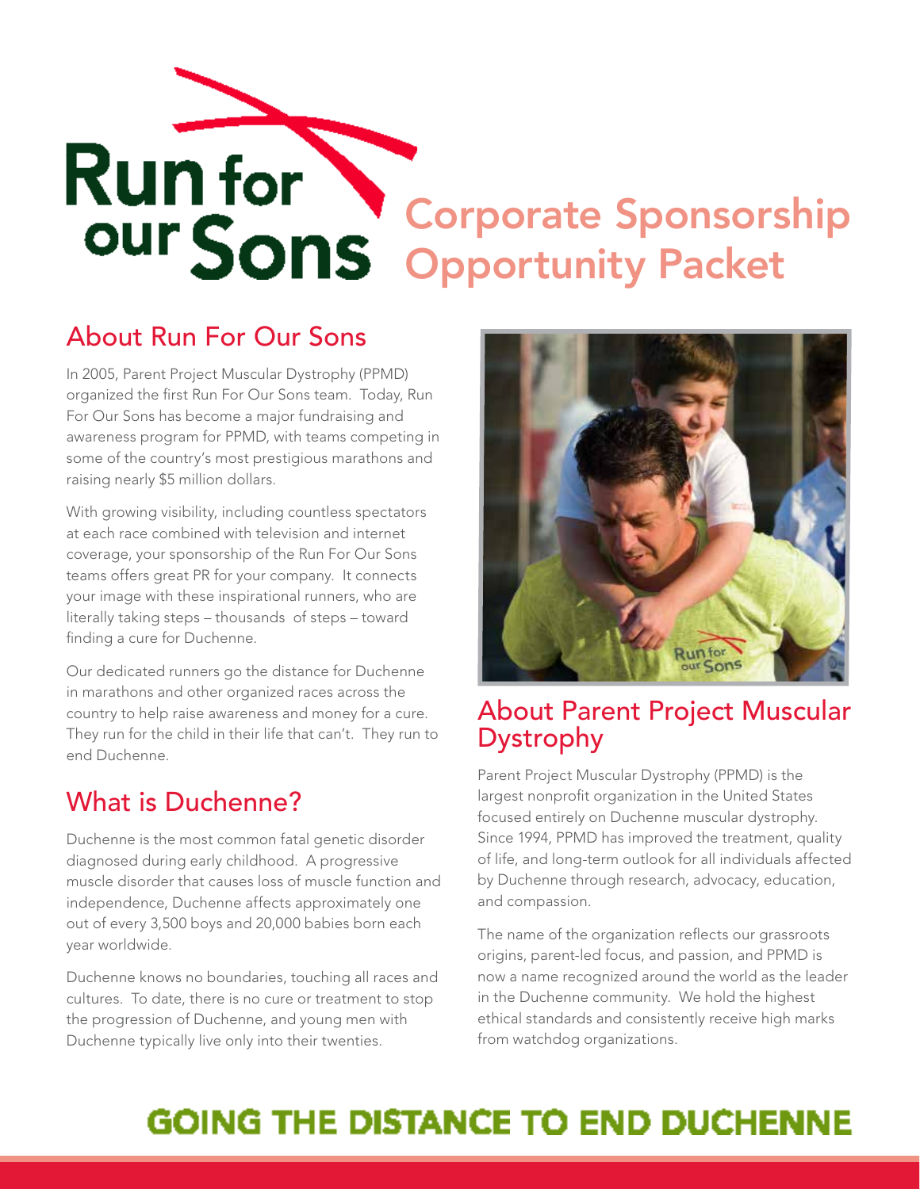# Run for our Sons Corporate Sponsorship Opportunity Packet

## About Run For Our Sons

In 2005, Parent Project Muscular Dystrophy (PPMD) organized the first Run For Our Sons team. Today, Run For Our Sons has become a major fundraising and awareness program for PPMD, with teams competing in some of the country's most prestigious marathons and raising nearly $5 million dollars.

With growing visibility, including countless spectators at each race combined with television and internet coverage, your sponsorship of the Run For Our Sons teams offers great PR for your company. It connects your image with these inspirational runners, who are literally taking steps – thousands of steps – toward finding a cure for Duchenne.

Our dedicated runners go the distance for Duchenne in marathons and other organized races across the country to help raise awareness and money for a cure. They run for the child in their life that can't. They run to end Duchenne.

## What is Duchenne?

Duchenne is the most common fatal genetic disorder diagnosed during early childhood. A progressive muscle disorder that causes loss of muscle function and independence, Duchenne affects approximately one out of every 3,500 boys and 20,000 babies born each year worldwide.

Duchenne knows no boundaries, touching all races and cultures. To date, there is no cure or treatment to stop the progression of Duchenne, and young men with Duchenne typically live only into their twenties.

## About Parent Project Muscular Dystrophy

Parent Project Muscular Dystrophy (PPMD) is the largest nonprofit organization in the United States focused entirely on Duchenne muscular dystrophy. Since 1994, PPMD has improved the treatment, quality of life, and long-term outlook for all individuals affected by Duchenne through research, advocacy, education, and compassion.

The name of the organization reflects our grassroots origins, parent-led focus, and passion, and PPMD is now a name recognized around the world as the leader in the Duchenne community. We hold the highest ethical standards and consistently receive high marks from watchdog organizations.

**GOING THE DISTANCE TO END DUCHENNE**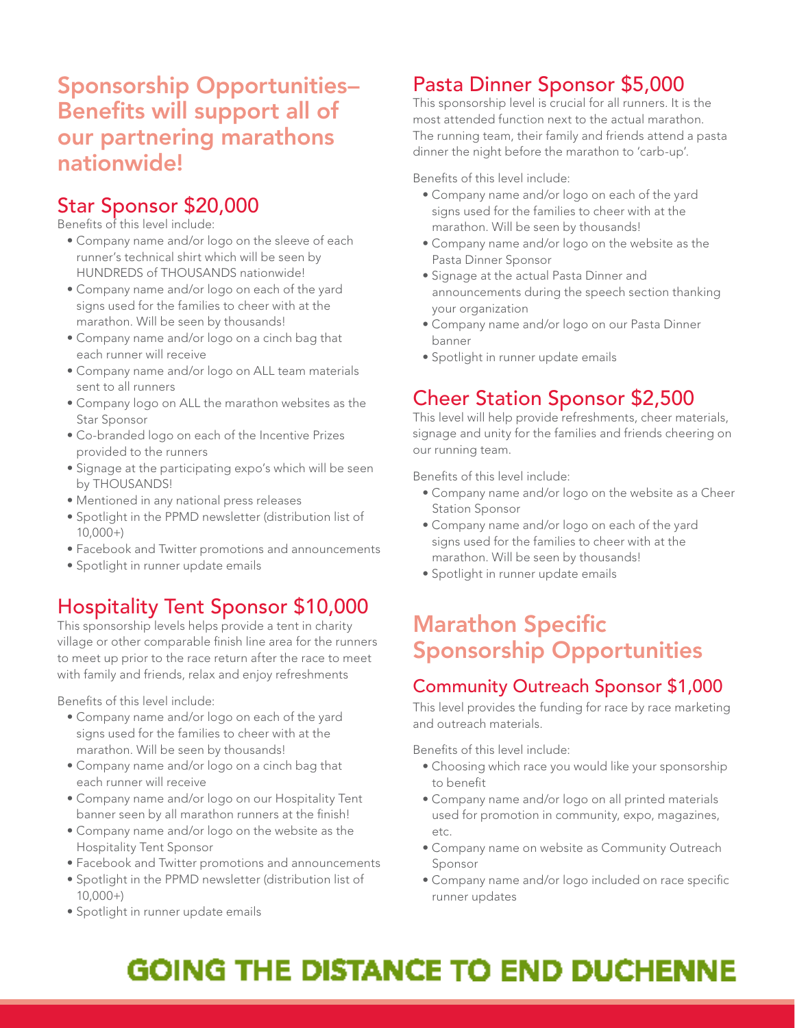# Sponsorship Opportunities– Benefits will support all of our partnering marathons nationwide!

## Star Sponsor $20,000

Benefits of this level include:

- Company name and/or logo on the sleeve of each runner's technical shirt which will be seen by HUNDREDS of THOUSANDS nationwide!
- Company name and/or logo on each of the yard signs used for the families to cheer with at the marathon. Will be seen by thousands!
- Company name and/or logo on a cinch bag that each runner will receive
- Company name and/or logo on ALL team materials sent to all runners
- Company logo on ALL the marathon websites as the Star Sponsor
- Co-branded logo on each of the Incentive Prizes provided to the runners
- Signage at the participating expo's which will be seen by THOUSANDS!
- Mentioned in any national press releases
- Spotlight in the PPMD newsletter (distribution list of 10,000+)
- Facebook and Twitter promotions and announcements
- Spotlight in runner update emails

## Hospitality Tent Sponsor $10,000

This sponsorship levels helps provide a tent in charity village or other comparable finish line area for the runners to meet up prior to the race return after the race to meet with family and friends, relax and enjoy refreshments

Benefits of this level include:

- Company name and/or logo on each of the yard signs used for the families to cheer with at the marathon. Will be seen by thousands!
- Company name and/or logo on a cinch bag that each runner will receive
- Company name and/or logo on our Hospitality Tent banner seen by all marathon runners at the finish!
- Company name and/or logo on the website as the Hospitality Tent Sponsor
- Facebook and Twitter promotions and announcements
- Spotlight in the PPMD newsletter (distribution list of 10,000+)
- Spotlight in runner update emails

## Pasta Dinner Sponsor $5,000

This sponsorship level is crucial for all runners. It is the most attended function next to the actual marathon. The running team, their family and friends attend a pasta dinner the night before the marathon to 'carb-up'.

Benefits of this level include:

- Company name and/or logo on each of the yard signs used for the families to cheer with at the marathon. Will be seen by thousands!
- Company name and/or logo on the website as the Pasta Dinner Sponsor
- Signage at the actual Pasta Dinner and announcements during the speech section thanking your organization
- Company name and/or logo on our Pasta Dinner banner
- Spotlight in runner update emails

## Cheer Station Sponsor $2,500

This level will help provide refreshments, cheer materials, signage and unity for the families and friends cheering on our running team.

Benefits of this level include:

- Company name and/or logo on the website as a Cheer Station Sponsor
- Company name and/or logo on each of the yard signs used for the families to cheer with at the marathon. Will be seen by thousands!
- Spotlight in runner update emails

# Marathon Specific Sponsorship Opportunities

## Community Outreach Sponsor $1,000

This level provides the funding for race by race marketing and outreach materials.

Benefits of this level include:

- Choosing which race you would like your sponsorship to benefit
- Company name and/or logo on all printed materials used for promotion in community, expo, magazines, etc.
- Company name on website as Community Outreach Sponsor
- Company name and/or logo included on race specific runner updates

**GOING THE DISTANCE TO END DUCHENNE**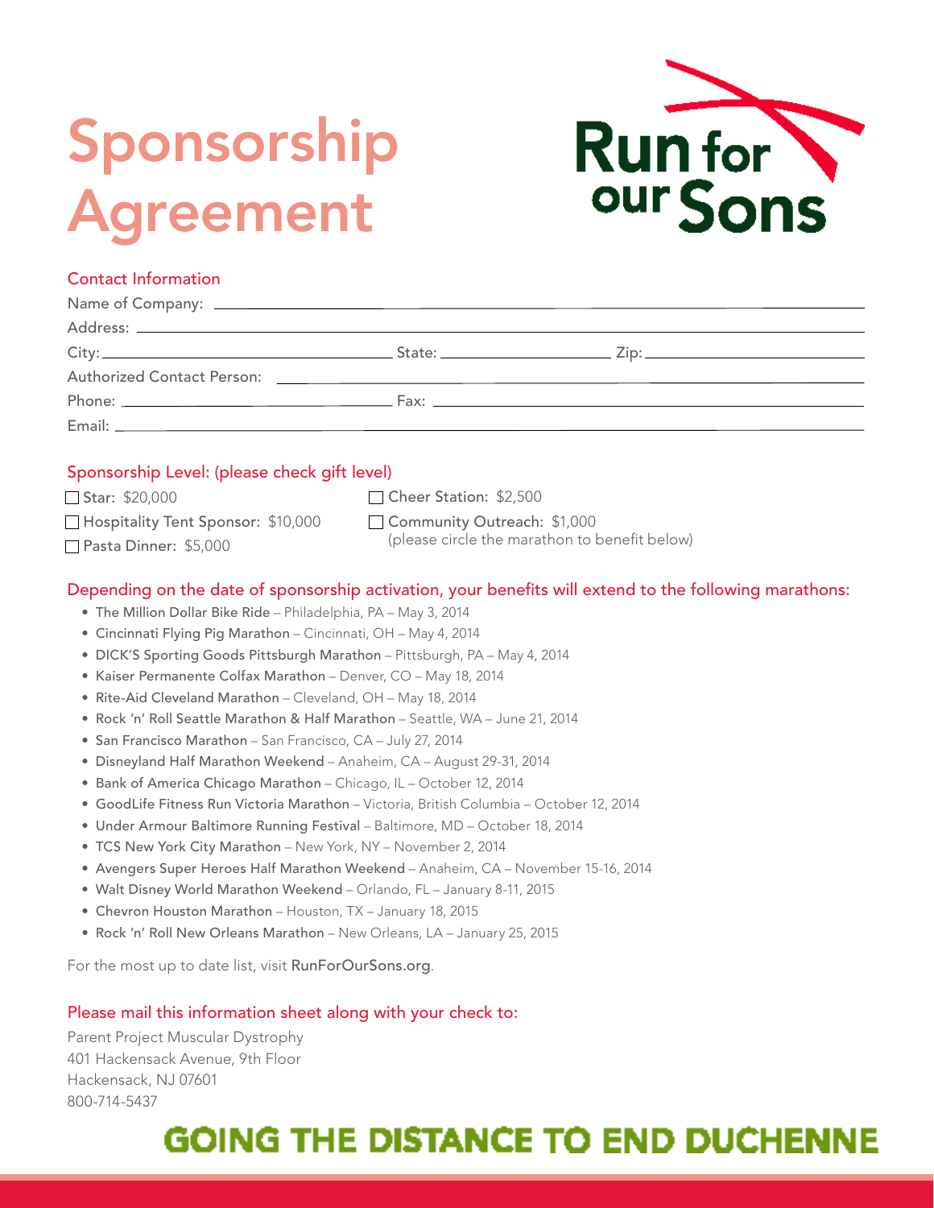# Sponsorship Agreement

Run for our Sons

## Contact Information

Name of Company: ______________________________

Address: ______________________________

City: ______________ State: ______________ Zip: ______________

Authorized Contact Person: ______________________________

Phone: ______________ Fax: ______________

Email: ______________________________

## Sponsorship Level: (please check gift level)

- ☐ Star: $20,000
- ☐ Hospitality Tent Sponsor: $10,000
- ☐ Pasta Dinner: $5,000
- ☐ Cheer Station: $2,500
- ☐ Community Outreach: $1,000 (please circle the marathon to benefit below)

## Depending on the date of sponsorship activation, your benefits will extend to the following marathons:

- The Million Dollar Bike Ride – Philadelphia, PA – May 3, 2014
- Cincinnati Flying Pig Marathon – Cincinnati, OH – May 4, 2014
- DICK'S Sporting Goods Pittsburgh Marathon – Pittsburgh, PA – May 4, 2014
- Kaiser Permanente Colfax Marathon – Denver, CO – May 18, 2014
- Rite-Aid Cleveland Marathon – Cleveland, OH – May 18, 2014
- Rock 'n' Roll Seattle Marathon & Half Marathon – Seattle, WA – June 21, 2014
- San Francisco Marathon – San Francisco, CA – July 27, 2014
- Disneyland Half Marathon Weekend – Anaheim, CA – August 29-31, 2014
- Bank of America Chicago Marathon – Chicago, IL – October 12, 2014
- GoodLife Fitness Run Victoria Marathon – Victoria, British Columbia – October 12, 2014
- Under Armour Baltimore Running Festival – Baltimore, MD – October 18, 2014
- TCS New York City Marathon – New York, NY – November 2, 2014
- Avengers Super Heroes Half Marathon Weekend – Anaheim, CA – November 15-16, 2014
- Walt Disney World Marathon Weekend – Orlando, FL – January 8-11, 2015
- Chevron Houston Marathon – Houston, TX – January 18, 2015
- Rock 'n' Roll New Orleans Marathon – New Orleans, LA – January 25, 2015

For the most up to date list, visit RunForOurSons.org.

## Please mail this information sheet along with your check to:

Parent Project Muscular Dystrophy
401 Hackensack Avenue, 9th Floor
Hackensack, NJ 07601
800-714-5437

**GOING THE DISTANCE TO END DUCHENNE**